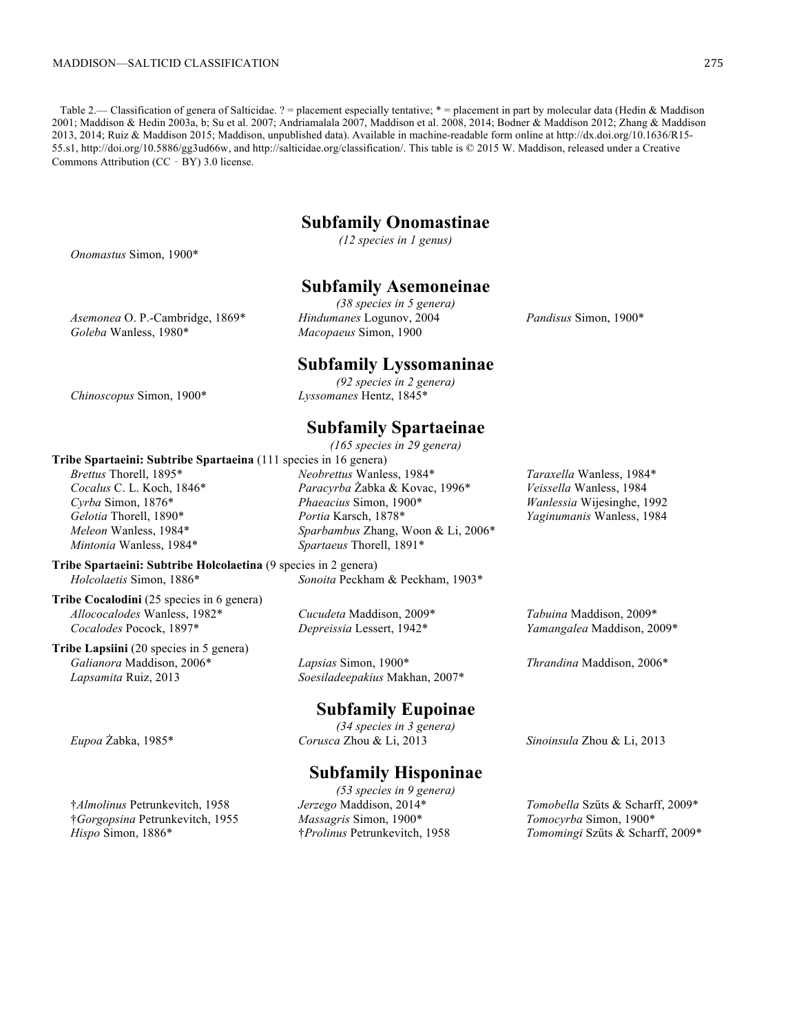Table 2.— Classification of genera of Salticidae. ? = placement especially tentative; * = placement in part by molecular data (Hedin & Maddison 2001; Maddison & Hedin 2003a, b; Su et al. 2007; Andriamalala 2007, Maddison et al. 2008, 2014; Bodner & Maddison 2012; Zhang & Maddison 2013, 2014; Ruiz & Maddison 2015; Maddison, unpublished data). Available in machine-readable form online at http://dx.doi.org/10.1636/R15-55.s1, http://doi.org/10.5886/gg3ud66w, and http://salticidae.org/classification/. This table is © 2015 W. Maddison, released under a Creative Commons Attribution (CC‐BY) 3.0 license.

## Subfamily Onomastinae

*(12 species in 1 genus)*

*Onomastus* Simon, 1900*

## Subfamily Asemoneinae

*(38 species in 5 genera)*

*Asemonea* O. P.-Cambridge, 1869*
*Goleba* Wanless, 1980*
*Hindumanes* Logunov, 2004
*Macopaeus* Simon, 1900
*Pandisus* Simon, 1900*

## Subfamily Lyssomaninae

*(92 species in 2 genera)*

*Chinoscopus* Simon, 1900*
*Lyssomanes* Hentz, 1845*

## Subfamily Spartaeinae

*(165 species in 29 genera)*

**Tribe Spartaeini: Subtribe Spartaeina** (111 species in 16 genera)

*Brettus* Thorell, 1895*
*Cocalus* C. L. Koch, 1846*
*Cyrba* Simon, 1876*
*Gelotia* Thorell, 1890*
*Meleon* Wanless, 1984*
*Mintonia* Wanless, 1984*
*Neobrettus* Wanless, 1984*
*Paracyrba* Żabka & Kovac, 1996*
*Phaeacius* Simon, 1900*
*Portia* Karsch, 1878*
*Sparbambus* Zhang, Woon & Li, 2006*
*Spartaeus* Thorell, 1891*
*Taraxella* Wanless, 1984*
*Veissella* Wanless, 1984
*Wanlessia* Wijesinghe, 1992
*Yaginumanis* Wanless, 1984

**Tribe Spartaeini: Subtribe Holcolaetina** (9 species in 2 genera)

*Holcolaetis* Simon, 1886*
*Sonoita* Peckham & Peckham, 1903*

**Tribe Cocalodini** (25 species in 6 genera)

*Allococalodes* Wanless, 1982*
*Cocalodes* Pocock, 1897*
*Cucudeta* Maddison, 2009*
*Depreissia* Lessert, 1942*
*Tabuina* Maddison, 2009*
*Yamangalea* Maddison, 2009*

**Tribe Lapsiini** (20 species in 5 genera)

*Galianora* Maddison, 2006*
*Lapsamita* Ruiz, 2013
*Lapsias* Simon, 1900*
*Soesiladeepakius* Makhan, 2007*
*Thrandina* Maddison, 2006*

## Subfamily Eupoinae

*(34 species in 3 genera)*

*Eupoa* Żabka, 1985*
*Corusca* Zhou & Li, 2013
*Sinoinsula* Zhou & Li, 2013

## Subfamily Hisponinae

*(53 species in 9 genera)*

†*Almolinus* Petrunkevitch, 1958
†*Gorgopsina* Petrunkevitch, 1955
*Hispo* Simon, 1886*
*Jerzego* Maddison, 2014*
*Massagris* Simon, 1900*
†*Prolinus* Petrunkevitch, 1958
*Tomobella* Szűts & Scharff, 2009*
*Tomocyrba* Simon, 1900*
*Tomomingi* Szűts & Scharff, 2009*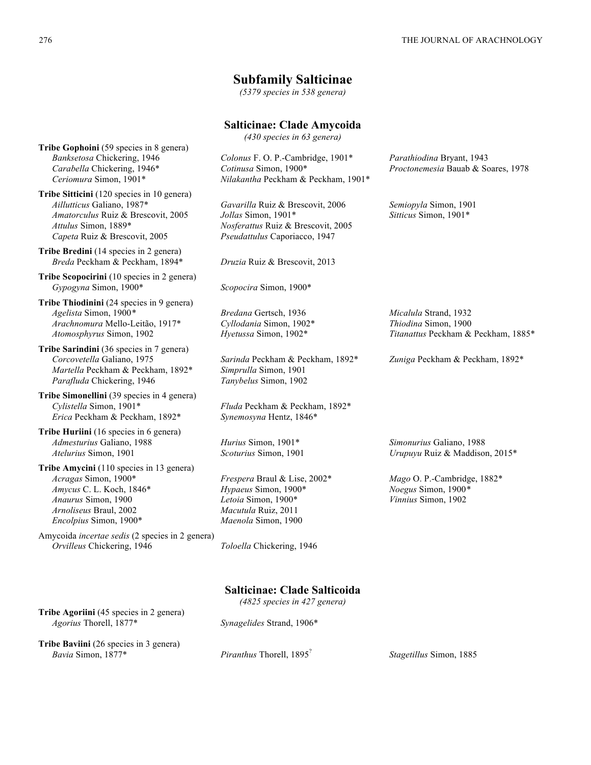## Subfamily Salticinae

*(5379 species in 538 genera)*

### Salticinae: Clade Amycoida

*(430 species in 63 genera)*

**Tribe Gophoini** (59 species in 8 genera)
*Banksetosa* Chickering, 1946
*Carabella* Chickering, 1946*
*Ceriomura* Simon, 1901*
*Colonus* F. O. P.-Cambridge, 1901*
*Cotinusa* Simon, 1900*
*Nilakantha* Peckham & Peckham, 1901*
*Parathiodina* Bryant, 1943
*Proctonemesia* Bauab & Soares, 1978

**Tribe Sitticini** (120 species in 10 genera)
*Aillutticus* Galiano, 1987*
*Amatorculus* Ruiz & Brescovit, 2005
*Attulus* Simon, 1889*
*Capeta* Ruiz & Brescovit, 2005
*Gavarilla* Ruiz & Brescovit, 2006
*Jollas* Simon, 1901*
*Nosferattus* Ruiz & Brescovit, 2005
*Pseudattulus* Caporiacco, 1947
*Semiopyla* Simon, 1901
*Sitticus* Simon, 1901*

**Tribe Bredini** (14 species in 2 genera)
*Breda* Peckham & Peckham, 1894*
*Druzia* Ruiz & Brescovit, 2013

**Tribe Scopocirini** (10 species in 2 genera)
*Gypogyna* Simon, 1900*
*Scopocira* Simon, 1900*

**Tribe Thiodinini** (24 species in 9 genera)
*Agelista* Simon, 1900*
*Arachnomura* Mello-Leitão, 1917*
*Atomosphyrus* Simon, 1902
*Bredana* Gertsch, 1936
*Cyllodania* Simon, 1902*
*Hyetussa* Simon, 1902*
*Micalula* Strand, 1932
*Thiodina* Simon, 1900
*Titanattus* Peckham & Peckham, 1885*

**Tribe Sarindini** (36 species in 7 genera)
*Corcovetella* Galiano, 1975
*Martella* Peckham & Peckham, 1892*
*Parafluda* Chickering, 1946
*Sarinda* Peckham & Peckham, 1892*
*Simprulla* Simon, 1901
*Tanybelus* Simon, 1902
*Zuniga* Peckham & Peckham, 1892*

**Tribe Simonellini** (39 species in 4 genera)
*Cylistella* Simon, 1901*
*Erica* Peckham & Peckham, 1892*
*Fluda* Peckham & Peckham, 1892*
*Synemosyna* Hentz, 1846*

**Tribe Huriini** (16 species in 6 genera)
*Admesturius* Galiano, 1988
*Atelurius* Simon, 1901
*Hurius* Simon, 1901*
*Scoturius* Simon, 1901
*Simonurius* Galiano, 1988
*Urupuyu* Ruiz & Maddison, 2015*

**Tribe Amycini** (110 species in 13 genera)
*Acragas* Simon, 1900*
*Amycus* C. L. Koch, 1846*
*Anaurus* Simon, 1900
*Arnoliseus* Braul, 2002
*Encolpius* Simon, 1900*
*Frespera* Braul & Lise, 2002*
*Hypaeus* Simon, 1900*
*Letoia* Simon, 1900*
*Macutula* Ruiz, 2011
*Maenola* Simon, 1900
*Mago* O. P.-Cambridge, 1882*
*Noegus* Simon, 1900*
*Vinnius* Simon, 1902

Amycoida *incertae sedis* (2 species in 2 genera)
*Orvilleus* Chickering, 1946
*Toloella* Chickering, 1946

### Salticinae: Clade Salticoida

*(4825 species in 427 genera)*

**Tribe Agoriini** (45 species in 2 genera)
*Agorius* Thorell, 1877*
*Synagelides* Strand, 1906*

**Tribe Baviini** (26 species in 3 genera)
*Bavia* Simon, 1877*
*Piranthus* Thorell, 1895?
*Stagetillus* Simon, 1885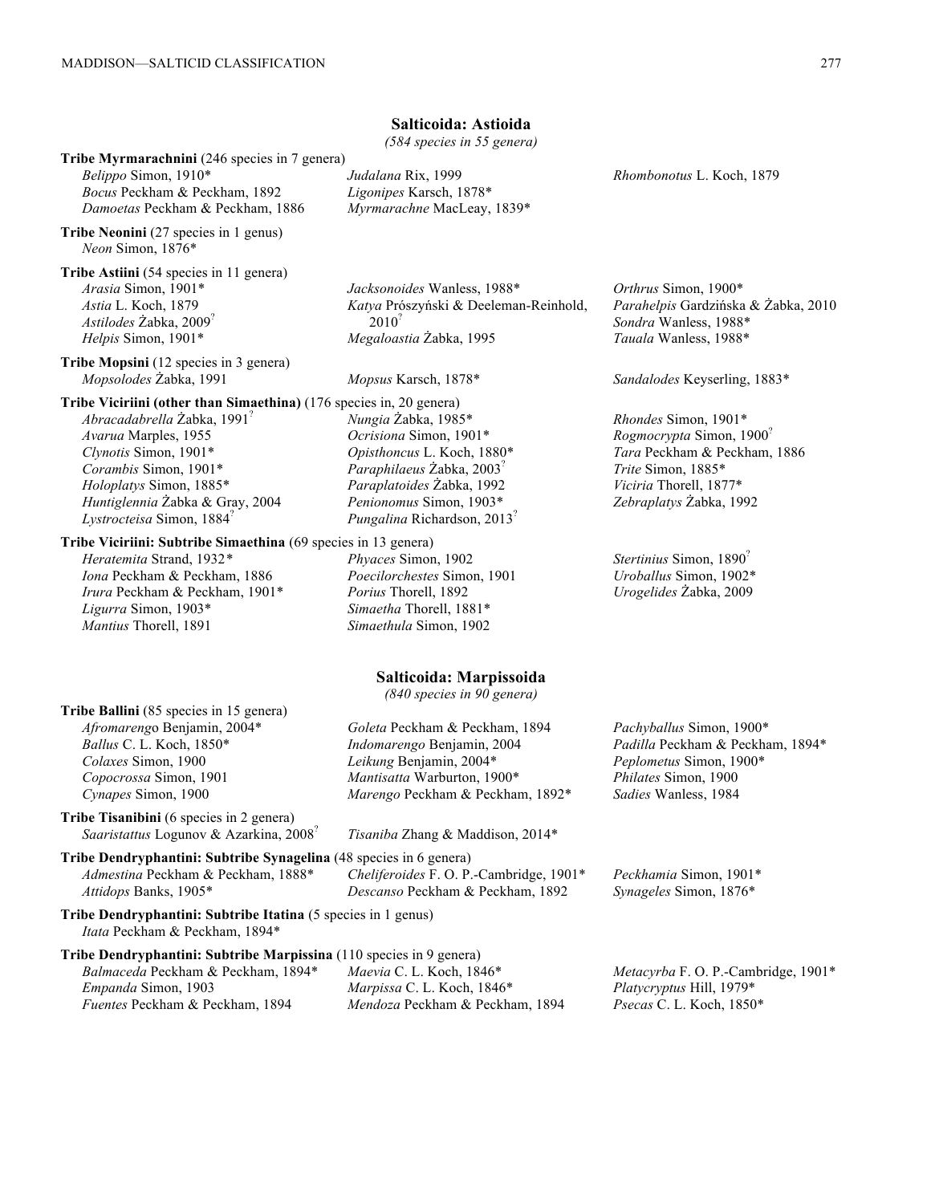## Salticoida: Astioida

*(584 species in 55 genera)*

**Tribe Myrmarachnini** (246 species in 7 genera)

*Belippo* Simon, 1910*
*Bocus* Peckham & Peckham, 1892
*Damoetas* Peckham & Peckham, 1886
*Judalana* Rix, 1999
*Ligonipes* Karsch, 1878*
*Myrmarachne* MacLeay, 1839*
*Rhombonotus* L. Koch, 1879

**Tribe Neonini** (27 species in 1 genus)

*Neon* Simon, 1876*

**Tribe Astiini** (54 species in 11 genera)

*Arasia* Simon, 1901*
*Astia* L. Koch, 1879
*Astilodes* Żabka, 2009[?]
*Helpis* Simon, 1901*
*Jacksonoides* Wanless, 1988*
*Katya* Prószyński & Deeleman-Reinhold, 2010[?]
*Megaloastia* Żabka, 1995
*Orthrus* Simon, 1900*
*Parahelpis* Gardzińska & Żabka, 2010
*Sondra* Wanless, 1988*
*Tauala* Wanless, 1988*

**Tribe Mopsini** (12 species in 3 genera)

*Mopsolodes* Żabka, 1991
*Mopsus* Karsch, 1878*
*Sandalodes* Keyserling, 1883*

**Tribe Viciriini (other than Simaethina)** (176 species in, 20 genera)

*Abracadabrella* Żabka, 1991[?]
*Avarua* Marples, 1955
*Clynotis* Simon, 1901*
*Corambis* Simon, 1901*
*Holoplatys* Simon, 1885*
*Huntiglennia* Żabka & Gray, 2004
*Lystrocteisa* Simon, 1884[?]
*Nungia* Żabka, 1985*
*Ocrisiona* Simon, 1901*
*Opisthoncus* L. Koch, 1880*
*Paraphilaeus* Żabka, 2003[?]
*Paraplatoides* Żabka, 1992
*Penionomus* Simon, 1903*
*Pungalina* Richardson, 2013[?]
*Rhondes* Simon, 1901*
*Rogmocrypta* Simon, 1900[?]
*Tara* Peckham & Peckham, 1886
*Trite* Simon, 1885*
*Viciria* Thorell, 1877*
*Zebraplatys* Żabka, 1992

**Tribe Viciriini: Subtribe Simaethina** (69 species in 13 genera)

*Heratemita* Strand, 1932*
*Iona* Peckham & Peckham, 1886
*Irura* Peckham & Peckham, 1901*
*Ligurra* Simon, 1903*
*Mantius* Thorell, 1891
*Phyaces* Simon, 1902
*Poecilorchestes* Simon, 1901
*Porius* Thorell, 1892
*Simaetha* Thorell, 1881*
*Simaethula* Simon, 1902
*Stertinius* Simon, 1890[?]
*Uroballus* Simon, 1902*
*Urogelides* Żabka, 2009

## Salticoida: Marpissoida

*(840 species in 90 genera)*

**Tribe Ballini** (85 species in 15 genera)

*Afromarengo* Benjamin, 2004*
*Ballus* C. L. Koch, 1850*
*Colaxes* Simon, 1900
*Copocrossa* Simon, 1901
*Cynapes* Simon, 1900
*Goleta* Peckham & Peckham, 1894
*Indomarengo* Benjamin, 2004
*Leikung* Benjamin, 2004*
*Mantisatta* Warburton, 1900*
*Marengo* Peckham & Peckham, 1892*
*Pachyballus* Simon, 1900*
*Padilla* Peckham & Peckham, 1894*
*Peplometus* Simon, 1900*
*Philates* Simon, 1900
*Sadies* Wanless, 1984

**Tribe Tisanibini** (6 species in 2 genera)

*Saaristattus* Logunov & Azarkina, 2008[?]
*Tisaniba* Zhang & Maddison, 2014*

**Tribe Dendryphantini: Subtribe Synagelina** (48 species in 6 genera)

*Admestina* Peckham & Peckham, 1888*
*Attidops* Banks, 1905*
*Cheliferoides* F. O. P.-Cambridge, 1901*
*Descanso* Peckham & Peckham, 1892
*Peckhamia* Simon, 1901*
*Synageles* Simon, 1876*

**Tribe Dendryphantini: Subtribe Itatina** (5 species in 1 genus)

*Itata* Peckham & Peckham, 1894*

**Tribe Dendryphantini: Subtribe Marpissina** (110 species in 9 genera)

*Balmaceda* Peckham & Peckham, 1894*
*Empanda* Simon, 1903
*Fuentes* Peckham & Peckham, 1894
*Maevia* C. L. Koch, 1846*
*Marpissa* C. L. Koch, 1846*
*Mendoza* Peckham & Peckham, 1894
*Metacyrba* F. O. P.-Cambridge, 1901*
*Platycryptus* Hill, 1979*
*Psecas* C. L. Koch, 1850*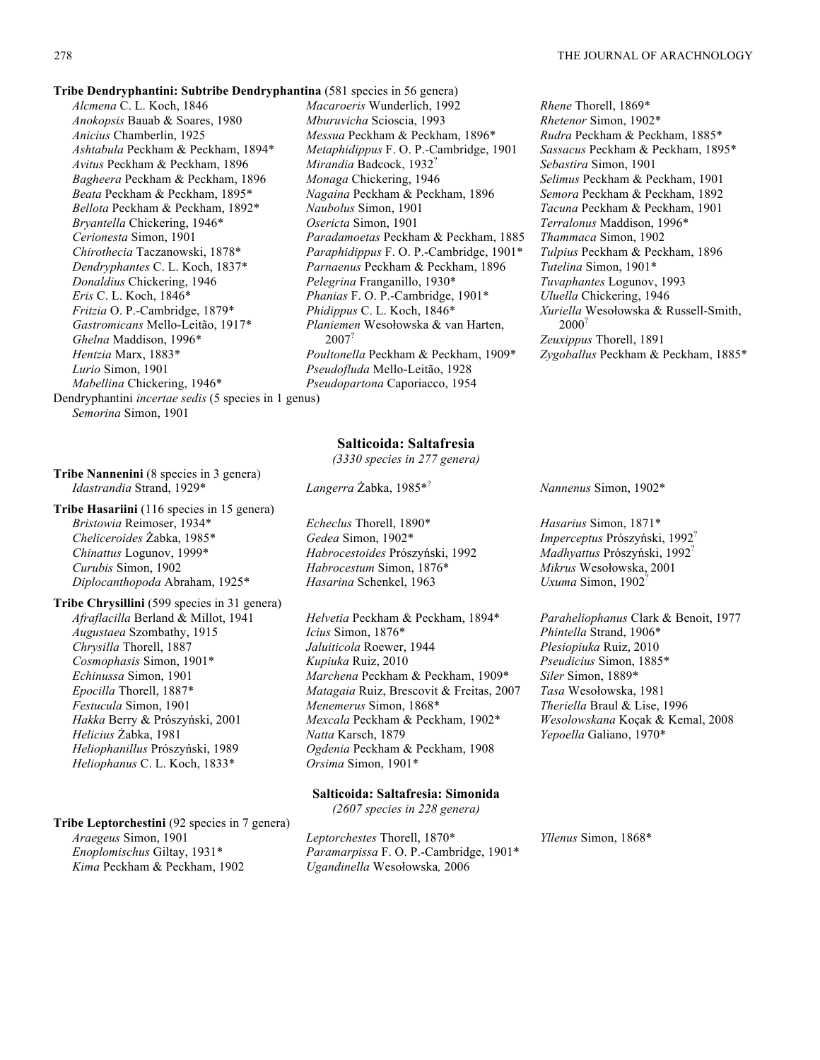**Tribe Dendryphantini: Subtribe Dendryphantina** (581 species in 56 genera)

*Alcmena* C. L. Koch, 1846
*Anokopsis* Bauab & Soares, 1980
*Anicius* Chamberlin, 1925
*Ashtabula* Peckham & Peckham, 1894*
*Avitus* Peckham & Peckham, 1896
*Bagheera* Peckham & Peckham, 1896
*Beata* Peckham & Peckham, 1895*
*Bellota* Peckham & Peckham, 1892*
*Bryantella* Chickering, 1946*
*Cerionesta* Simon, 1901
*Chirothecia* Taczanowski, 1878*
*Dendryphantes* C. L. Koch, 1837*
*Donaldius* Chickering, 1946
*Eris* C. L. Koch, 1846*
*Fritzia* O. P.-Cambridge, 1879*
*Gastromicans* Mello-Leitão, 1917*
*Ghelna* Maddison, 1996*
*Hentzia* Marx, 1883*
*Lurio* Simon, 1901
*Mabellina* Chickering, 1946*
*Macaroeris* Wunderlich, 1992
*Mburuvicha* Scioscia, 1993
*Messua* Peckham & Peckham, 1896*
*Metaphidippus* F. O. P.-Cambridge, 1901
*Mirandia* Badcock, 1932[?]
*Monaga* Chickering, 1946
*Nagaina* Peckham & Peckham, 1896
*Naubolus* Simon, 1901
*Osericta* Simon, 1901
*Paradamoetas* Peckham & Peckham, 1885
*Paraphidippus* F. O. P.-Cambridge, 1901*
*Parnaenus* Peckham & Peckham, 1896
*Pelegrina* Franganillo, 1930*
*Phanias* F. O. P.-Cambridge, 1901*
*Phidippus* C. L. Koch, 1846*
*Planiemen* Wesołowska & van Harten, 2007[?]
*Poultonella* Peckham & Peckham, 1909*
*Pseudofluda* Mello-Leitão, 1928
*Pseudopartona* Caporiacco, 1954
*Rhene* Thorell, 1869*
*Rhetenor* Simon, 1902*
*Rudra* Peckham & Peckham, 1885*
*Sassacus* Peckham & Peckham, 1895*
*Sebastira* Simon, 1901
*Selimus* Peckham & Peckham, 1901
*Semora* Peckham & Peckham, 1892
*Tacuna* Peckham & Peckham, 1901
*Terralonus* Maddison, 1996*
*Thammaca* Simon, 1902
*Tulpius* Peckham & Peckham, 1896
*Tutelina* Simon, 1901*
*Tuvaphantes* Logunov, 1993
*Uluella* Chickering, 1946
*Xuriella* Wesołowska & Russell-Smith, 2000[?]
*Zeuxippus* Thorell, 1891
*Zygoballus* Peckham & Peckham, 1885*

Dendryphantini *incertae sedis* (5 species in 1 genus)

*Semorina* Simon, 1901

## Salticoida: Saltafresia

*(3330 species in 277 genera)*

**Tribe Nannenini** (8 species in 3 genera)

*Idastrandia* Strand, 1929*
*Langerra* Żabka, 1985*[?]
*Nannenus* Simon, 1902*

**Tribe Hasariini** (116 species in 15 genera)

*Bristowia* Reimoser, 1934*
*Cheliceroides* Żabka, 1985*
*Chinattus* Logunov, 1999*
*Curubis* Simon, 1902
*Diplocanthopoda* Abraham, 1925*
*Echeclus* Thorell, 1890*
*Gedea* Simon, 1902*
*Habrocestoides* Prószyński, 1992
*Habrocestum* Simon, 1876*
*Hasarina* Schenkel, 1963
*Hasarius* Simon, 1871*
*Imperceptus* Prószyński, 1992[?]
*Madhyattus* Prószyński, 1992[?]
*Mikrus* Wesołowska, 2001
*Uxuma* Simon, 1902[?]

**Tribe Chrysillini** (599 species in 31 genera)

*Afraflacilla* Berland & Millot, 1941
*Augustaea* Szombathy, 1915
*Chrysilla* Thorell, 1887
*Cosmophasis* Simon, 1901*
*Echinussa* Simon, 1901
*Epocilla* Thorell, 1887*
*Festucula* Simon, 1901
*Hakka* Berry & Prószyński, 2001
*Helicius* Żabka, 1981
*Heliophanillus* Prószyński, 1989
*Heliophanus* C. L. Koch, 1833*
*Helvetia* Peckham & Peckham, 1894*
*Icius* Simon, 1876*
*Jaluiticola* Roewer, 1944
*Kupiuka* Ruiz, 2010
*Marchena* Peckham & Peckham, 1909*
*Matagaia* Ruiz, Brescovit & Freitas, 2007
*Menemerus* Simon, 1868*
*Mexcala* Peckham & Peckham, 1902*
*Natta* Karsch, 1879
*Ogdenia* Peckham & Peckham, 1908
*Orsima* Simon, 1901*
*Paraheliophanus* Clark & Benoit, 1977
*Phintella* Strand, 1906*
*Plesiopiuka* Ruiz, 2010
*Pseudicius* Simon, 1885*
*Siler* Simon, 1889*
*Tasa* Wesołowska, 1981
*Theriella* Braul & Lise, 1996
*Wesolowskana* Koçak & Kemal, 2008
*Yepoella* Galiano, 1970*

## Salticoida: Saltafresia: Simonida

*(2607 species in 228 genera)*

**Tribe Leptorchestini** (92 species in 7 genera)

*Araegeus* Simon, 1901
*Enoplomischus* Giltay, 1931*
*Kima* Peckham & Peckham, 1902
*Leptorchestes* Thorell, 1870*
*Paramarpissa* F. O. P.-Cambridge, 1901*
*Ugandinella* Wesołowska, 2006
*Yllenus* Simon, 1868*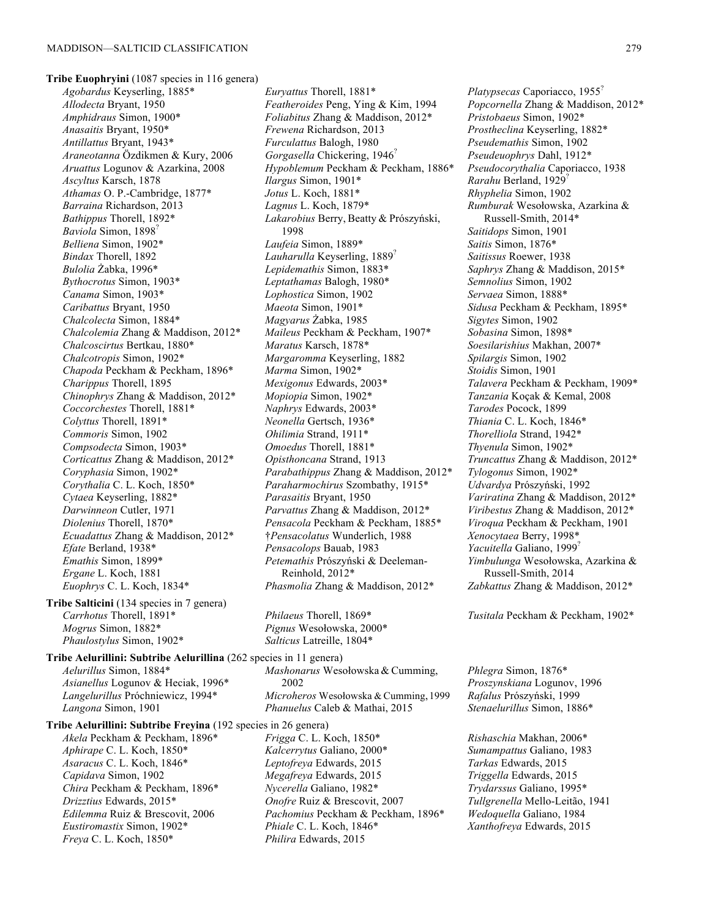**Tribe Euophryini** (1087 species in 116 genera)

*Agobardus* Keyserling, 1885*
*Allodecta* Bryant, 1950
*Amphidraus* Simon, 1900*
*Anasaitis* Bryant, 1950*
*Antillattus* Bryant, 1943*
*Araneotanna* Özdikmen & Kury, 2006
*Aruattus* Logunov & Azarkina, 2008
*Ascyltus* Karsch, 1878
*Athamas* O. P.-Cambridge, 1877*
*Barraina* Richardson, 2013
*Bathippus* Thorell, 1892*
*Baviola* Simon, 1898?
*Belliena* Simon, 1902*
*Bindax* Thorell, 1892
*Bulolia* Żabka, 1996*
*Bythocrotus* Simon, 1903*
*Canama* Simon, 1903*
*Caribattus* Bryant, 1950
*Chalcolecta* Simon, 1884*
*Chalcolemia* Zhang & Maddison, 2012*
*Chalcoscirtus* Bertkau, 1880*
*Chalcotropis* Simon, 1902*
*Chapoda* Peckham & Peckham, 1896*
*Charippus* Thorell, 1895
*Chinophrys* Zhang & Maddison, 2012*
*Coccorchestes* Thorell, 1881*
*Colyttus* Thorell, 1891*
*Commoris* Simon, 1902
*Compsodecta* Simon, 1903*
*Corticattus* Zhang & Maddison, 2012*
*Coryphasia* Simon, 1902*
*Corythalia* C. L. Koch, 1850*
*Cytaea* Keyserling, 1882*
*Darwinneon* Cutler, 1971
*Diolenius* Thorell, 1870*
*Ecuadattus* Zhang & Maddison, 2012*
*Efate* Berland, 1938*
*Emathis* Simon, 1899*
*Ergane* L. Koch, 1881
*Euophrys* C. L. Koch, 1834*
*Euryattus* Thorell, 1881*
*Featheroides* Peng, Ying & Kim, 1994
*Foliabitus* Zhang & Maddison, 2012*
*Frewena* Richardson, 2013
*Furculattus* Balogh, 1980
*Gorgasella* Chickering, 1946?
*Hypoblemum* Peckham & Peckham, 1886*
*Ilargus* Simon, 1901*
*Jotus* L. Koch, 1881*
*Lagnus* L. Koch, 1879*
*Lakarobius* Berry, Beatty & Prószyński, 1998
*Laufeia* Simon, 1889*
*Lauharulla* Keyserling, 1889?
*Lepidemathis* Simon, 1883*
*Leptathamas* Balogh, 1980*
*Lophostica* Simon, 1902
*Maeota* Simon, 1901*
*Magyarus* Żabka, 1985
*Maileus* Peckham & Peckham, 1907*
*Maratus* Karsch, 1878*
*Margaromma* Keyserling, 1882
*Marma* Simon, 1902*
*Mexigonus* Edwards, 2003*
*Mopiopia* Simon, 1902*
*Naphrys* Edwards, 2003*
*Neonella* Gertsch, 1936*
*Ohilimia* Strand, 1911*
*Omoedus* Thorell, 1881*
*Opisthoncana* Strand, 1913
*Parabathippus* Zhang & Maddison, 2012*
*Paraharmochirus* Szombathy, 1915*
*Parasaitis* Bryant, 1950
*Parvattus* Zhang & Maddison, 2012*
*Pensacola* Peckham & Peckham, 1885*
†*Pensacolatus* Wunderlich, 1988
*Pensacolops* Bauab, 1983
*Petemathis* Prószyński & Deeleman-Reinhold, 2012*
*Phasmolia* Zhang & Maddison, 2012*
*Platypsecas* Caporiacco, 1955?
*Popcornella* Zhang & Maddison, 2012*
*Pristobaeus* Simon, 1902*
*Prostheclina* Keyserling, 1882*
*Pseudemathis* Simon, 1902
*Pseudeuophrys* Dahl, 1912*
*Pseudocorythalia* Caporiacco, 1938
*Rarahu* Berland, 1929?
*Rhyphelia* Simon, 1902
*Rumburak* Wesołowska, Azarkina & Russell-Smith, 2014*
*Saitidops* Simon, 1901
*Saitis* Simon, 1876*
*Saitissus* Roewer, 1938
*Saphrys* Zhang & Maddison, 2015*
*Semnolius* Simon, 1902
*Servaea* Simon, 1888*
*Sidusa* Peckham & Peckham, 1895*
*Sigytes* Simon, 1902
*Sobasina* Simon, 1898*
*Soesilarishius* Makhan, 2007*
*Spilargis* Simon, 1902
*Stoidis* Simon, 1901
*Talavera* Peckham & Peckham, 1909*
*Tanzania* Koçak & Kemal, 2008
*Tarodes* Pocock, 1899
*Thiania* C. L. Koch, 1846*
*Thorelliola* Strand, 1942*
*Thyenula* Simon, 1902*
*Truncattus* Zhang & Maddison, 2012*
*Tylogonus* Simon, 1902*
*Udvardya* Prószyński, 1992
*Variratina* Zhang & Maddison, 2012*
*Viribestus* Zhang & Maddison, 2012*
*Viroqua* Peckham & Peckham, 1901
*Xenocytaea* Berry, 1998*
*Yacuitella* Galiano, 1999?
*Yimbulunga* Wesołowska, Azarkina & Russell-Smith, 2014
*Zabkattus* Zhang & Maddison, 2012*

**Tribe Salticini** (134 species in 7 genera)

*Carrhotus* Thorell, 1891*
*Mogrus* Simon, 1882*
*Phaulostylus* Simon, 1902*
*Philaeus* Thorell, 1869*
*Pignus* Wesołowska, 2000*
*Salticus* Latreille, 1804*
*Tusitala* Peckham & Peckham, 1902*

**Tribe Aelurillini: Subtribe Aelurillina** (262 species in 11 genera)

*Aelurillus* Simon, 1884*
*Asianellus* Logunov & Heciak, 1996*
*Langelurillus* Próchniewicz, 1994*
*Langona* Simon, 1901
*Mashonarus* Wesołowska & Cumming, 2002
*Microheros* Wesołowska & Cumming, 1999
*Phanuelus* Caleb & Mathai, 2015
*Phlegra* Simon, 1876*
*Proszynskiana* Logunov, 1996
*Rafalus* Prószyński, 1999
*Stenaelurillus* Simon, 1886*

**Tribe Aelurillini: Subtribe Freyina** (192 species in 26 genera)

*Akela* Peckham & Peckham, 1896*
*Aphirape* C. L. Koch, 1850*
*Asaracus* C. L. Koch, 1846*
*Capidava* Simon, 1902
*Chira* Peckham & Peckham, 1896*
*Drizztius* Edwards, 2015*
*Edilemma* Ruiz & Brescovit, 2006
*Eustiromastix* Simon, 1902*
*Freya* C. L. Koch, 1850*
*Frigga* C. L. Koch, 1850*
*Kalcerrytus* Galiano, 2000*
*Leptofreya* Edwards, 2015
*Megafreya* Edwards, 2015
*Nycerella* Galiano, 1982*
*Onofre* Ruiz & Brescovit, 2007
*Pachomius* Peckham & Peckham, 1896*
*Phiale* C. L. Koch, 1846*
*Philira* Edwards, 2015
*Rishaschia* Makhan, 2006*
*Sumampattus* Galiano, 1983
*Tarkas* Edwards, 2015
*Triggella* Edwards, 2015
*Trydarssus* Galiano, 1995*
*Tullgrenella* Mello-Leitão, 1941
*Wedoquella* Galiano, 1984
*Xanthofreya* Edwards, 2015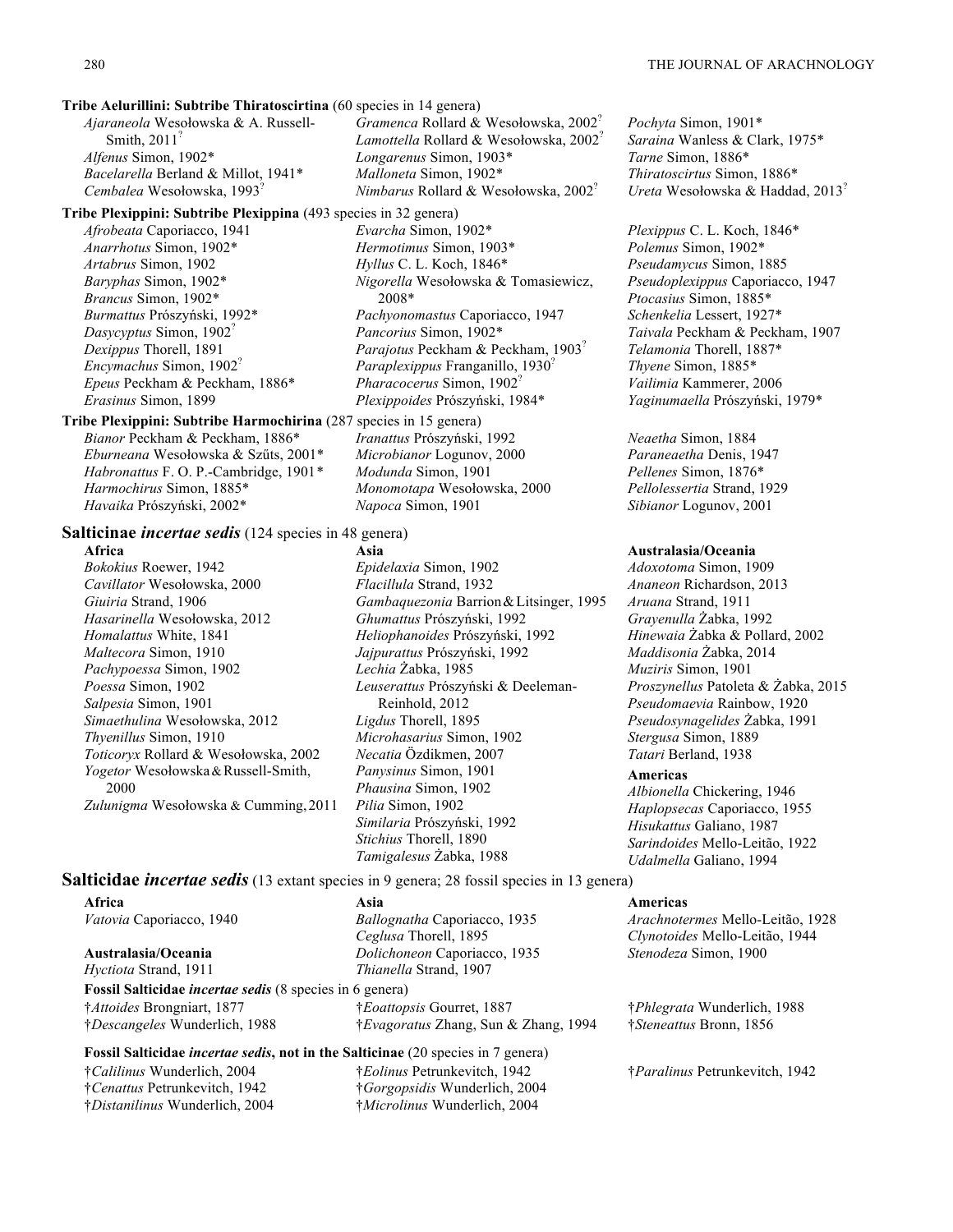**Tribe Aelurillini: Subtribe Thiratoscirtina** (60 species in 14 genera)

*Ajaraneola* Wesołowska & A. Russell-Smith, 2011[?]
*Alfenus* Simon, 1902*
*Bacelarella* Berland & Millot, 1941*
*Cembalea* Wesołowska, 1993[?]
*Gramenca* Rollard & Wesołowska, 2002[?]
*Lamottella* Rollard & Wesołowska, 2002[?]
*Longarenus* Simon, 1903*
*Malloneta* Simon, 1902*
*Nimbarus* Rollard & Wesołowska, 2002[?]
*Pochyta* Simon, 1901*
*Saraina* Wanless & Clark, 1975*
*Tarne* Simon, 1886*
*Thiratoscirtus* Simon, 1886*
*Ureta* Wesołowska & Haddad, 2013[?]

**Tribe Plexippini: Subtribe Plexippina** (493 species in 32 genera)

*Afrobeata* Caporiacco, 1941
*Anarrhotus* Simon, 1902*
*Artabrus* Simon, 1902
*Baryphas* Simon, 1902*
*Brancus* Simon, 1902*
*Burmattus* Prószyński, 1992*
*Dasycyptus* Simon, 1902[?]
*Dexippus* Thorell, 1891
*Encymachus* Simon, 1902[?]
*Epeus* Peckham & Peckham, 1886*
*Erasinus* Simon, 1899
*Evarcha* Simon, 1902*
*Hermotimus* Simon, 1903*
*Hyllus* C. L. Koch, 1846*
*Nigorella* Wesołowska & Tomasiewicz, 2008*
*Pachyonomastus* Caporiacco, 1947
*Pancorius* Simon, 1902*
*Parajotus* Peckham & Peckham, 1903[?]
*Paraplexippus* Franganillo, 1930[?]
*Pharacocerus* Simon, 1902[?]
*Plexippoides* Prószyński, 1984*
*Plexippus* C. L. Koch, 1846*
*Polemus* Simon, 1902*
*Pseudamycus* Simon, 1885
*Pseudoplexippus* Caporiacco, 1947
*Ptocasius* Simon, 1885*
*Schenkelia* Lessert, 1927*
*Taivala* Peckham & Peckham, 1907
*Telamonia* Thorell, 1887*
*Thyene* Simon, 1885*
*Vailimia* Kammerer, 2006
*Yaginumaella* Prószyński, 1979*

**Tribe Plexippini: Subtribe Harmochirina** (287 species in 15 genera)

*Bianor* Peckham & Peckham, 1886*
*Eburneana* Wesołowska & Szűts, 2001*
*Habronattus* F. O. P.-Cambridge, 1901*
*Harmochirus* Simon, 1885*
*Havaika* Prószyński, 2002*
*Iranattus* Prószyński, 1992
*Microbianor* Logunov, 2000
*Modunda* Simon, 1901
*Monomotapa* Wesołowska, 2000
*Napoca* Simon, 1901
*Neaetha* Simon, 1884
*Paraneaetha* Denis, 1947
*Pellenes* Simon, 1876*
*Pellolessertia* Strand, 1929
*Sibianor* Logunov, 2001

## Salticinae *incertae sedis* (124 species in 48 genera)

**Africa**

*Bokokius* Roewer, 1942
*Cavillator* Wesołowska, 2000
*Giuiria* Strand, 1906
*Hasarinella* Wesołowska, 2012
*Homalattus* White, 1841
*Maltecora* Simon, 1910
*Pachypoessa* Simon, 1902
*Poessa* Simon, 1902
*Salpesia* Simon, 1901
*Simaethulina* Wesołowska, 2012
*Thyenillus* Simon, 1910
*Toticoryx* Rollard & Wesołowska, 2002
*Yogetor* Wesołowska & Russell-Smith, 2000
*Zulunigma* Wesołowska & Cumming, 2011

**Asia**

*Epidelaxia* Simon, 1902
*Flacillula* Strand, 1932
*Gambaquezonia* Barrion & Litsinger, 1995
*Ghumattus* Prószyński, 1992
*Heliophanoides* Prószyński, 1992
*Jajpurattus* Prószyński, 1992
*Lechia* Żabka, 1985
*Leuserattus* Prószyński & Deeleman-Reinhold, 2012
*Ligdus* Thorell, 1895
*Microhasarius* Simon, 1902
*Necatia* Özdikmen, 2007
*Panysinus* Simon, 1901
*Phausina* Simon, 1902
*Pilia* Simon, 1902
*Similaria* Prószyński, 1992
*Stichius* Thorell, 1890
*Tamigalesus* Żabka, 1988

**Australasia/Oceania**

*Adoxotoma* Simon, 1909
*Ananeon* Richardson, 2013
*Aruana* Strand, 1911
*Grayenulla* Żabka, 1992
*Hinewaia* Żabka & Pollard, 2002
*Maddisonia* Żabka, 2014
*Muziris* Simon, 1901
*Proszynellus* Patoleta & Żabka, 2015
*Pseudomaevia* Rainbow, 1920
*Pseudosynagelides* Żabka, 1991
*Stergusa* Simon, 1889
*Tatari* Berland, 1938

**Americas**

*Albionella* Chickering, 1946
*Haplopsecas* Caporiacco, 1955
*Hisukattus* Galiano, 1987
*Sarindoides* Mello-Leitão, 1922
*Udalmella* Galiano, 1994

## Salticidae *incertae sedis* (13 extant species in 9 genera; 28 fossil species in 13 genera)

**Africa**

*Vatovia* Caporiacco, 1940

**Australasia/Oceania**

*Hyctiota* Strand, 1911

**Asia**

*Ballognatha* Caporiacco, 1935
*Ceglusa* Thorell, 1895
*Dolichoneon* Caporiacco, 1935
*Thianella* Strand, 1907

**Americas**

*Arachnotermes* Mello-Leitão, 1928
*Clynotoides* Mello-Leitão, 1944
*Stenodeza* Simon, 1900

**Fossil Salticidae *incertae sedis*** (8 species in 6 genera)

†*Attoides* Brongniart, 1877
†*Descangeles* Wunderlich, 1988
†*Eoattopsis* Gourret, 1887
†*Evagoratus* Zhang, Sun & Zhang, 1994
†*Phlegrata* Wunderlich, 1988
†*Steneattus* Bronn, 1856

**Fossil Salticidae *incertae sedis*, not in the Salticinae** (20 species in 7 genera)

†*Calilinus* Wunderlich, 2004
†*Cenattus* Petrunkevitch, 1942
†*Distanilinus* Wunderlich, 2004
†*Eolinus* Petrunkevitch, 1942
†*Gorgopsidis* Wunderlich, 2004
†*Microlinus* Wunderlich, 2004
†*Paralinus* Petrunkevitch, 1942